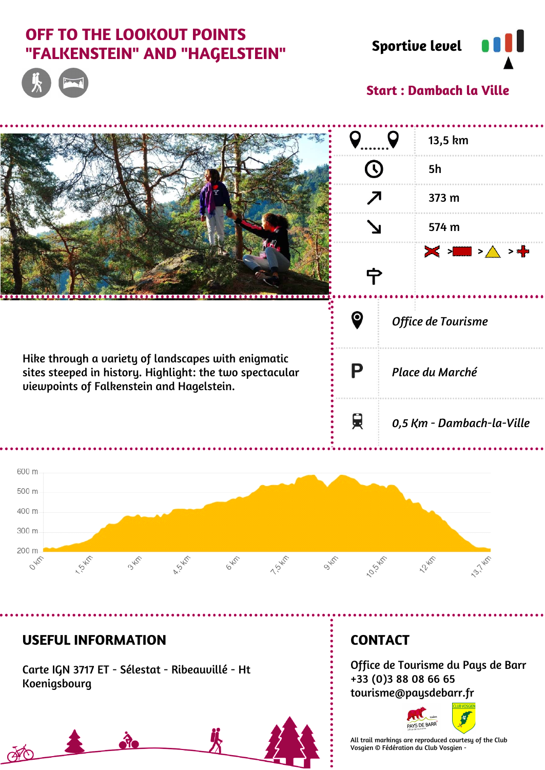# OFF TO THE LOOKOUT POINTS "FALKENSTEIN" AND "HAGELSTEIN"

**Sportive level**

**Start : Dambach la Ville**

| | |
|---|---|
| Distance | 13,5 km |
| Duration | 5h |
| Ascent | 373 m |
| Descent | 574 m |

Hike through a variety of landscapes with enigmatic sites steeped in history. Highlight: the two spectacular viewpoints of Falkenstein and Hagelstein.

| | |
|---|---|
| Location | *Office de Tourisme* |
| P | *Place du Marché* |
| Train | *0,5 Km - Dambach-la-Ville* |

600 m
500 m
400 m
300 m
200 m

0 km, 1,5 km, 3 km, 4,5 km, 6 km, 7,5 km, 9 km, 10,5 km, 12 km, 13,7 km

## USEFUL INFORMATION

Carte IGN 3717 ET - Sélestat - Ribeauvillé - Ht Koenigsbourg

## CONTACT

Office de Tourisme du Pays de Barr
+33 (0)3 88 08 66 65
tourisme@paysdebarr.fr

All trail markings are reproduced courtesy of the Club Vosgien © Fédération du Club Vosgien -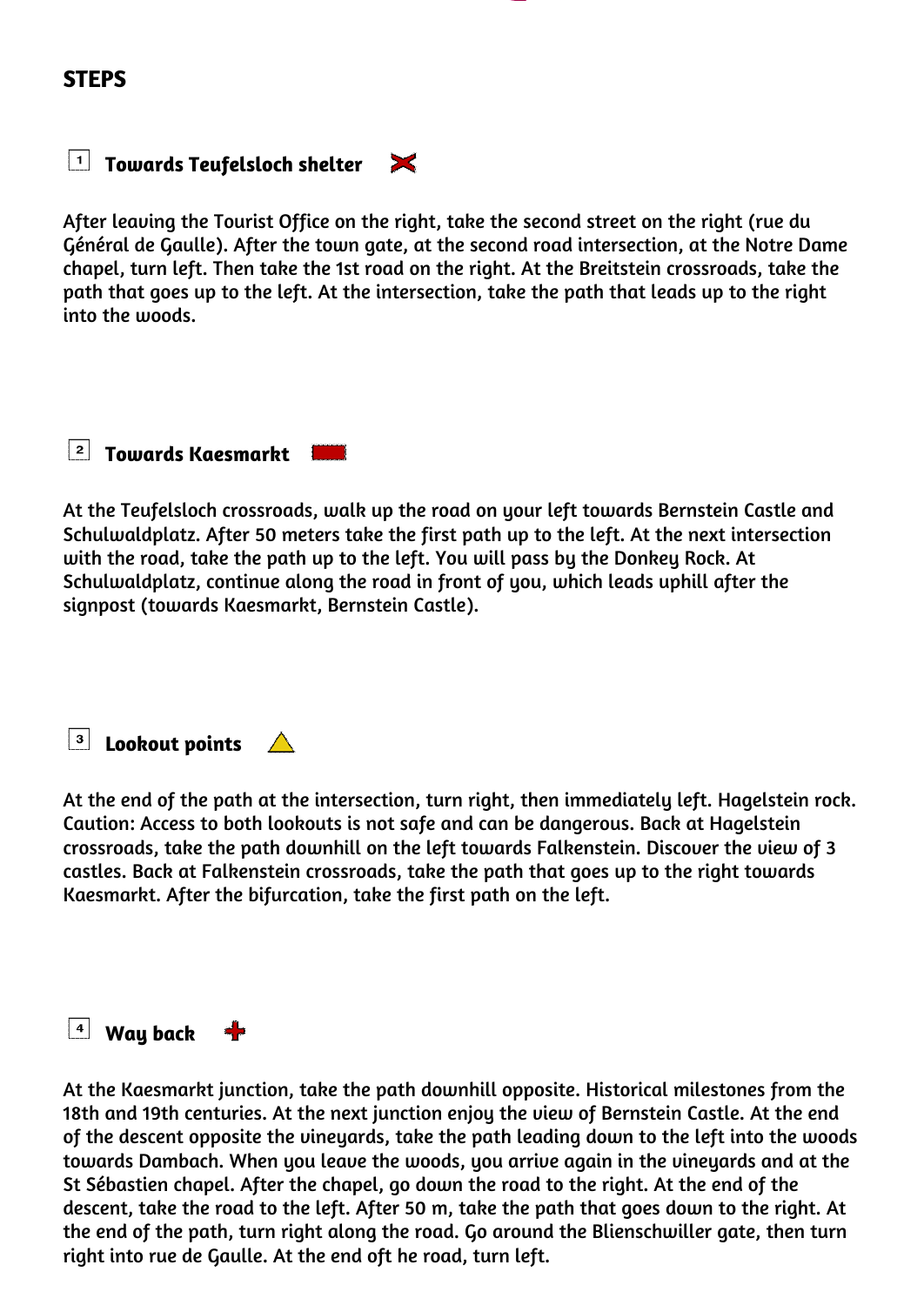## STEPS

### 1 Towards Teufelsloch shelter

After leaving the Tourist Office on the right, take the second street on the right (rue du Général de Gaulle). After the town gate, at the second road intersection, at the Notre Dame chapel, turn left. Then take the 1st road on the right. At the Breitstein crossroads, take the path that goes up to the left. At the intersection, take the path that leads up to the right into the woods.

### 2 Towards Kaesmarkt

At the Teufelsloch crossroads, walk up the road on your left towards Bernstein Castle and Schulwaldplatz. After 50 meters take the first path up to the left. At the next intersection with the road, take the path up to the left. You will pass by the Donkey Rock. At Schulwaldplatz, continue along the road in front of you, which leads uphill after the signpost (towards Kaesmarkt, Bernstein Castle).

### 3 Lookout points

At the end of the path at the intersection, turn right, then immediately left. Hagelstein rock. Caution: Access to both lookouts is not safe and can be dangerous. Back at Hagelstein crossroads, take the path downhill on the left towards Falkenstein. Discover the view of 3 castles. Back at Falkenstein crossroads, take the path that goes up to the right towards Kaesmarkt. After the bifurcation, take the first path on the left.

### 4 Way back

At the Kaesmarkt junction, take the path downhill opposite. Historical milestones from the 18th and 19th centuries. At the next junction enjoy the view of Bernstein Castle. At the end of the descent opposite the vineyards, take the path leading down to the left into the woods towards Dambach. When you leave the woods, you arrive again in the vineyards and at the St Sébastien chapel. After the chapel, go down the road to the right. At the end of the descent, take the road to the left. After 50 m, take the path that goes down to the right. At the end of the path, turn right along the road. Go around the Blienschwiller gate, then turn right into rue de Gaulle. At the end oft he road, turn left.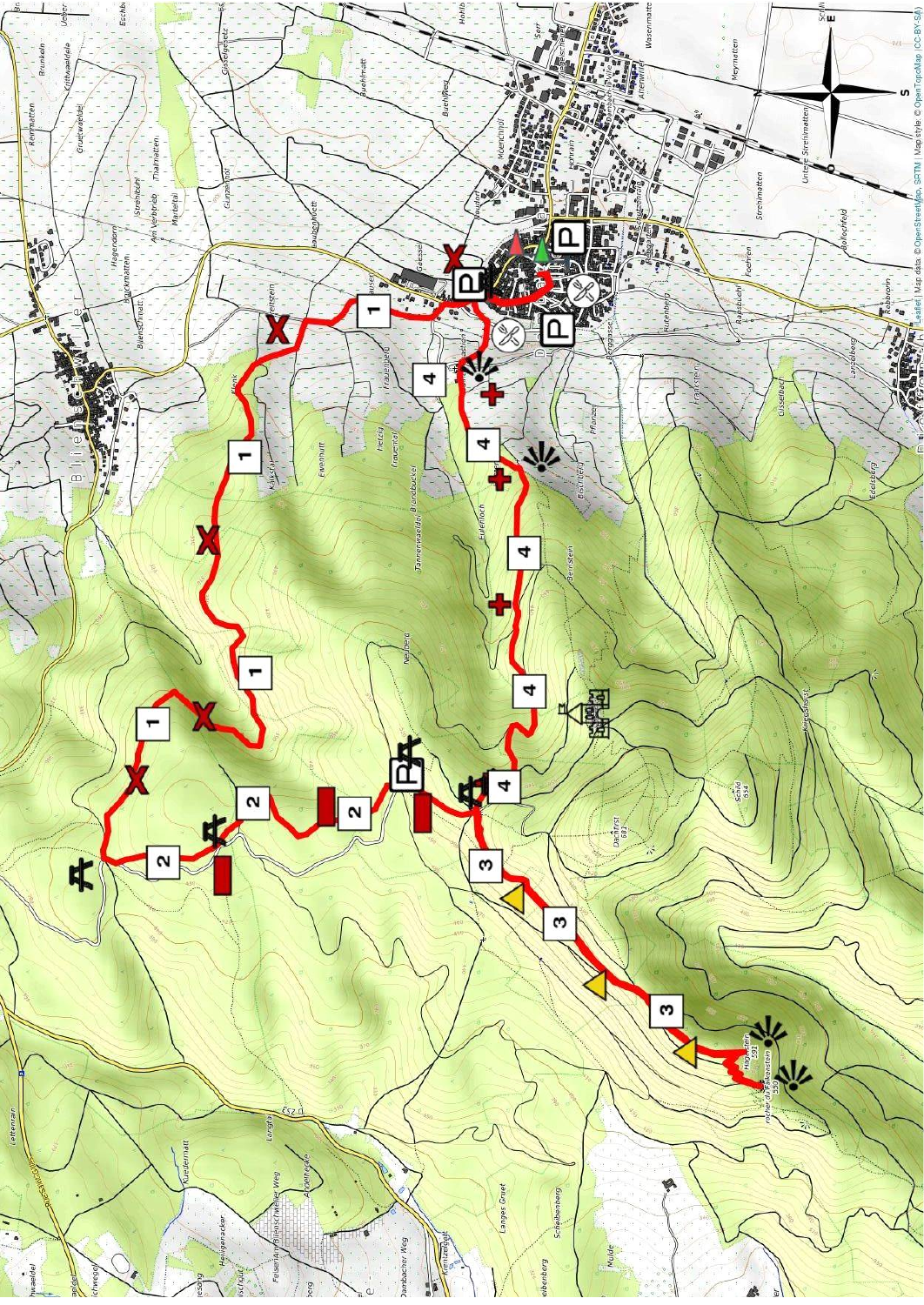Leaflet | Map data © OpenStreetMap, SRTM | Map style © OpenTopoMap (CC-BY-SA)